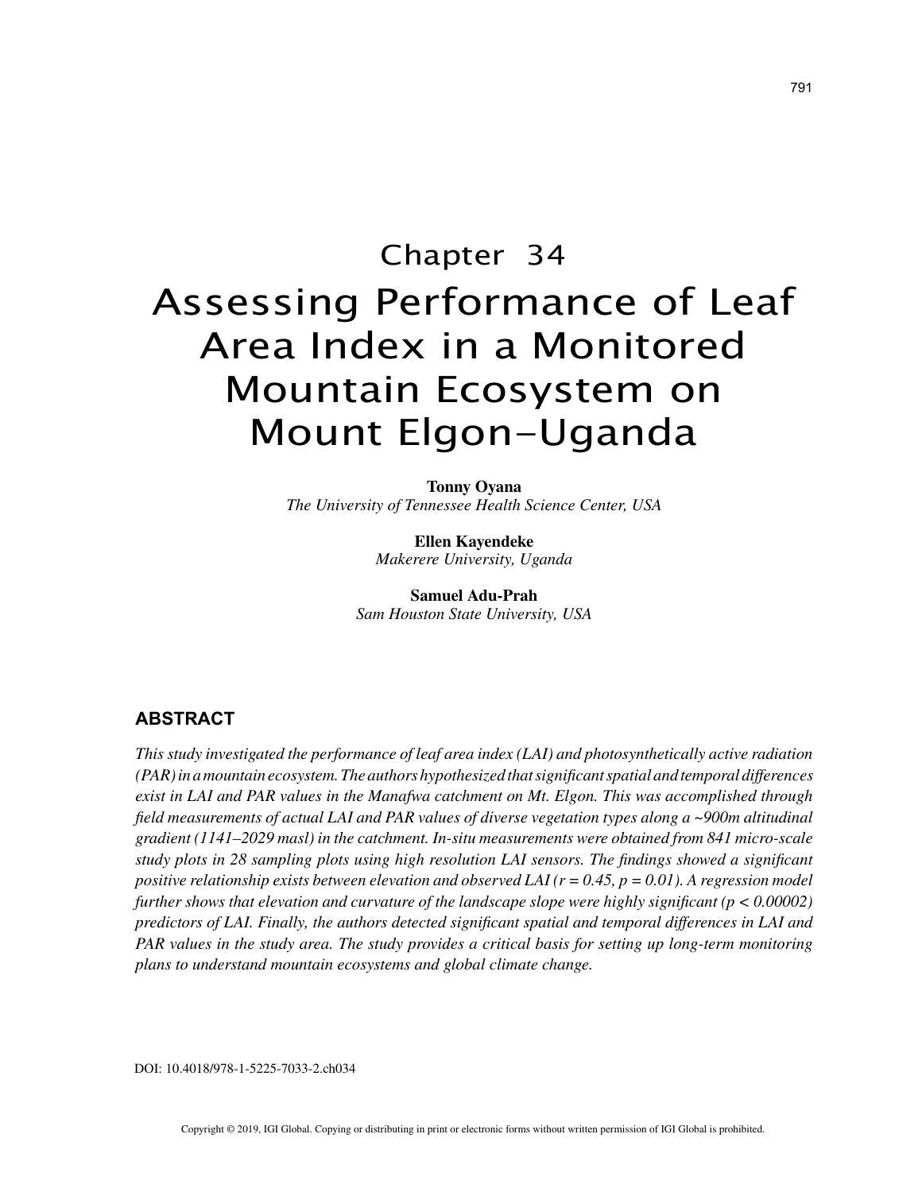# Chapter 34

# Assessing Performance of Leaf Area Index in a Monitored Mountain Ecosystem on Mount Elgon–Uganda

**Tonny Oyana**
*The University of Tennessee Health Science Center, USA*

**Ellen Kayendeke**
*Makerere University, Uganda*

**Samuel Adu-Prah**
*Sam Houston State University, USA*

## ABSTRACT

*This study investigated the performance of leaf area index (LAI) and photosynthetically active radiation (PAR) in a mountain ecosystem. The authors hypothesized that significant spatial and temporal differences exist in LAI and PAR values in the Manafwa catchment on Mt. Elgon. This was accomplished through field measurements of actual LAI and PAR values of diverse vegetation types along a ~900m altitudinal gradient (1141–2029 masl) in the catchment. In-situ measurements were obtained from 841 micro-scale study plots in 28 sampling plots using high resolution LAI sensors. The findings showed a significant positive relationship exists between elevation and observed LAI ($r = 0.45$, $p = 0.01$). A regression model further shows that elevation and curvature of the landscape slope were highly significant ($p < 0.00002$) predictors of LAI. Finally, the authors detected significant spatial and temporal differences in LAI and PAR values in the study area. The study provides a critical basis for setting up long-term monitoring plans to understand mountain ecosystems and global climate change.*

DOI: 10.4018/978-1-5225-7033-2.ch034

Copyright © 2019, IGI Global. Copying or distributing in print or electronic forms without written permission of IGI Global is prohibited.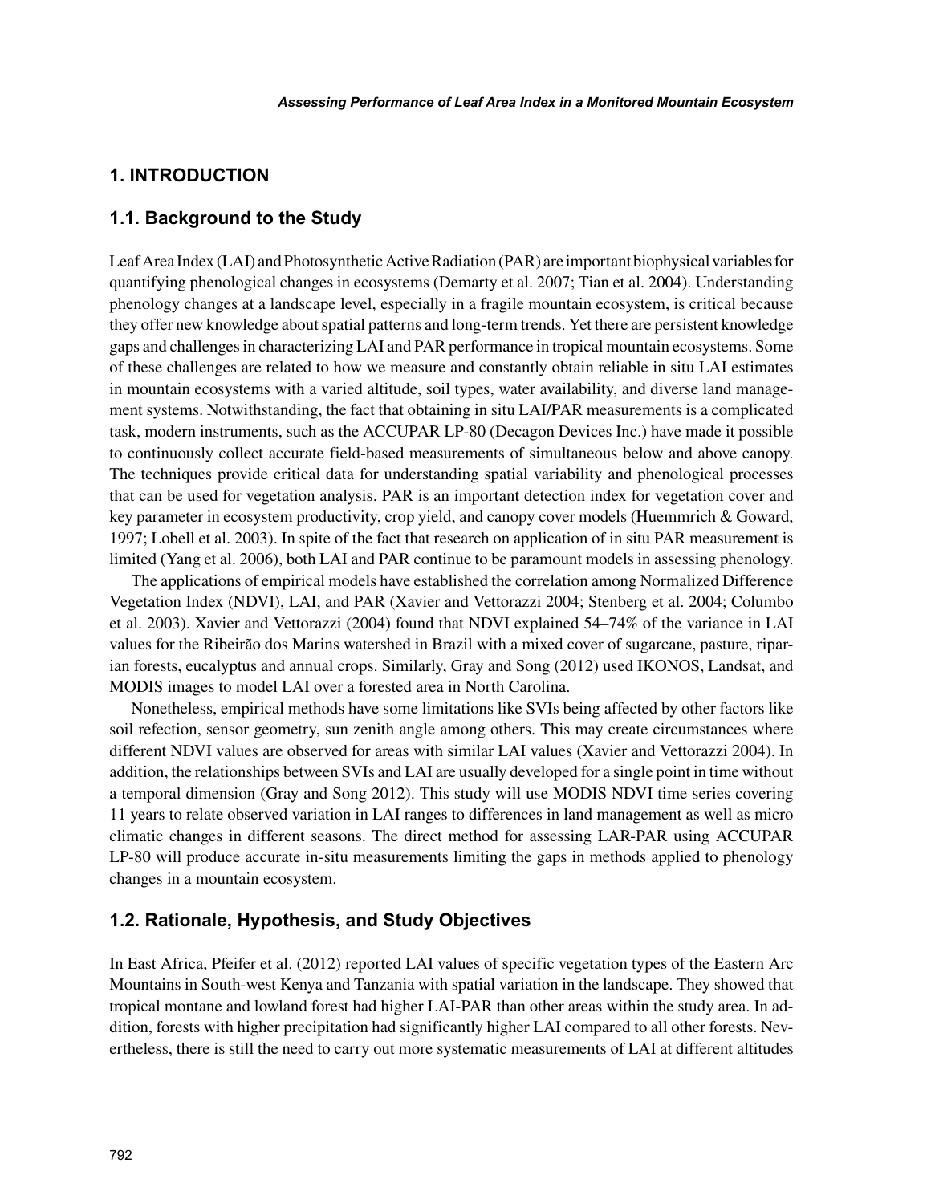## 1. INTRODUCTION

### 1.1. Background to the Study

Leaf Area Index (LAI) and Photosynthetic Active Radiation (PAR) are important biophysical variables for quantifying phenological changes in ecosystems (Demarty et al. 2007; Tian et al. 2004). Understanding phenology changes at a landscape level, especially in a fragile mountain ecosystem, is critical because they offer new knowledge about spatial patterns and long-term trends. Yet there are persistent knowledge gaps and challenges in characterizing LAI and PAR performance in tropical mountain ecosystems. Some of these challenges are related to how we measure and constantly obtain reliable in situ LAI estimates in mountain ecosystems with a varied altitude, soil types, water availability, and diverse land management systems. Notwithstanding, the fact that obtaining in situ LAI/PAR measurements is a complicated task, modern instruments, such as the ACCUPAR LP-80 (Decagon Devices Inc.) have made it possible to continuously collect accurate field-based measurements of simultaneous below and above canopy. The techniques provide critical data for understanding spatial variability and phenological processes that can be used for vegetation analysis. PAR is an important detection index for vegetation cover and key parameter in ecosystem productivity, crop yield, and canopy cover models (Huemmrich & Goward, 1997; Lobell et al. 2003). In spite of the fact that research on application of in situ PAR measurement is limited (Yang et al. 2006), both LAI and PAR continue to be paramount models in assessing phenology.

The applications of empirical models have established the correlation among Normalized Difference Vegetation Index (NDVI), LAI, and PAR (Xavier and Vettorazzi 2004; Stenberg et al. 2004; Columbo et al. 2003). Xavier and Vettorazzi (2004) found that NDVI explained 54–74% of the variance in LAI values for the Ribeirão dos Marins watershed in Brazil with a mixed cover of sugarcane, pasture, riparian forests, eucalyptus and annual crops. Similarly, Gray and Song (2012) used IKONOS, Landsat, and MODIS images to model LAI over a forested area in North Carolina.

Nonetheless, empirical methods have some limitations like SVIs being affected by other factors like soil refection, sensor geometry, sun zenith angle among others. This may create circumstances where different NDVI values are observed for areas with similar LAI values (Xavier and Vettorazzi 2004). In addition, the relationships between SVIs and LAI are usually developed for a single point in time without a temporal dimension (Gray and Song 2012). This study will use MODIS NDVI time series covering 11 years to relate observed variation in LAI ranges to differences in land management as well as micro climatic changes in different seasons. The direct method for assessing LAR-PAR using ACCUPAR LP-80 will produce accurate in-situ measurements limiting the gaps in methods applied to phenology changes in a mountain ecosystem.

### 1.2. Rationale, Hypothesis, and Study Objectives

In East Africa, Pfeifer et al. (2012) reported LAI values of specific vegetation types of the Eastern Arc Mountains in South-west Kenya and Tanzania with spatial variation in the landscape. They showed that tropical montane and lowland forest had higher LAI-PAR than other areas within the study area. In addition, forests with higher precipitation had significantly higher LAI compared to all other forests. Nevertheless, there is still the need to carry out more systematic measurements of LAI at different altitudes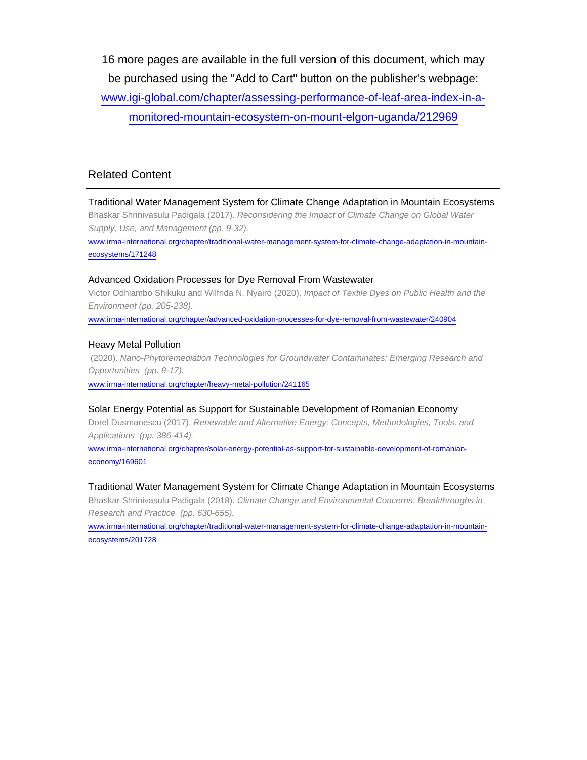16 more pages are available in the full version of this document, which may be purchased using the "Add to Cart" button on the publisher's webpage: www.igi-global.com/chapter/assessing-performance-of-leaf-area-index-in-a-monitored-mountain-ecosystem-on-mount-elgon-uganda/212969

## Related Content

Traditional Water Management System for Climate Change Adaptation in Mountain Ecosystems
Bhaskar Shrinivasulu Padigala (2017). *Reconsidering the Impact of Climate Change on Global Water Supply, Use, and Management (pp. 9-32).*
www.irma-international.org/chapter/traditional-water-management-system-for-climate-change-adaptation-in-mountain-ecosystems/171248

Advanced Oxidation Processes for Dye Removal From Wastewater
Victor Odhiambo Shikuku and Wilfrida N. Nyairo (2020). *Impact of Textile Dyes on Public Health and the Environment (pp. 205-238).*
www.irma-international.org/chapter/advanced-oxidation-processes-for-dye-removal-from-wastewater/240904

Heavy Metal Pollution
(2020). *Nano-Phytoremediation Technologies for Groundwater Contaminates: Emerging Research and Opportunities (pp. 8-17).*
www.irma-international.org/chapter/heavy-metal-pollution/241165

Solar Energy Potential as Support for Sustainable Development of Romanian Economy
Dorel Dusmanescu (2017). *Renewable and Alternative Energy: Concepts, Methodologies, Tools, and Applications (pp. 386-414).*
www.irma-international.org/chapter/solar-energy-potential-as-support-for-sustainable-development-of-romanian-economy/169601

Traditional Water Management System for Climate Change Adaptation in Mountain Ecosystems
Bhaskar Shrinivasulu Padigala (2018). *Climate Change and Environmental Concerns: Breakthroughs in Research and Practice (pp. 630-655).*
www.irma-international.org/chapter/traditional-water-management-system-for-climate-change-adaptation-in-mountain-ecosystems/201728